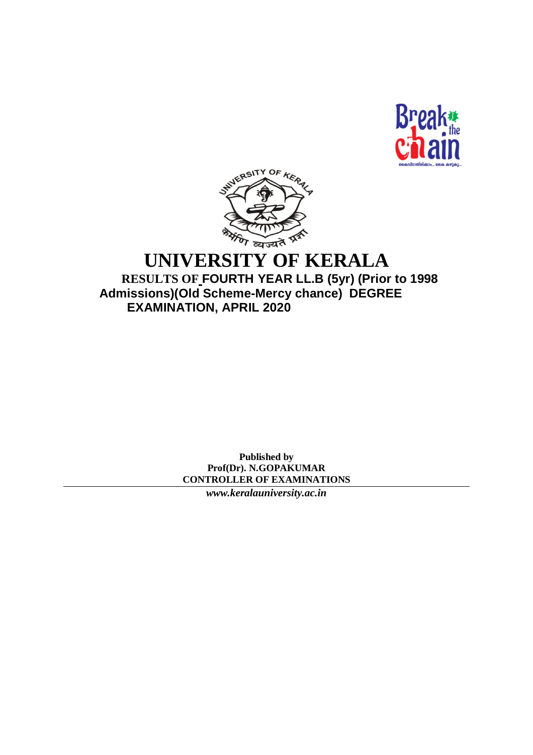# UNIVERSITY OF KERALA

## RESULTS OF FOURTH YEAR LL.B (5yr) (Prior to 1998 Admissions)(Old Scheme-Mercy chance) DEGREE EXAMINATION, APRIL 2020

**Published by**
**Prof(Dr). N.GOPAKUMAR**
**CONTROLLER OF EXAMINATIONS**

***www.keralauniversity.ac.in***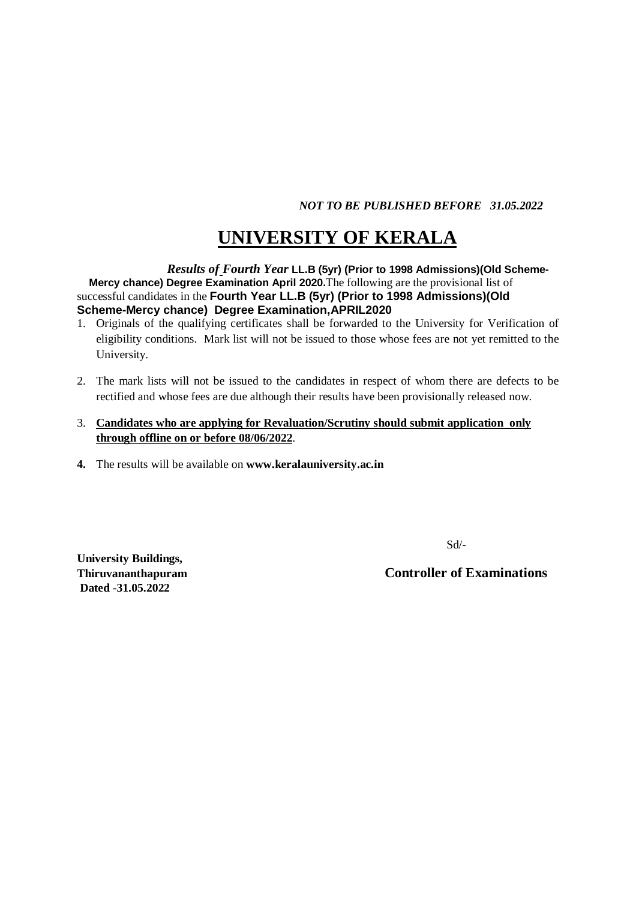*NOT TO BE PUBLISHED BEFORE 31.05.2022*

# UNIVERSITY OF KERALA

***Results of Fourth Year* LL.B (5yr) (Prior to 1998 Admissions)(Old Scheme-Mercy chance) Degree Examination April 2020.** The following are the provisional list of successful candidates in the **Fourth Year LL.B (5yr) (Prior to 1998 Admissions)(Old Scheme-Mercy chance) Degree Examination,APRIL2020**

1. Originals of the qualifying certificates shall be forwarded to the University for Verification of eligibility conditions. Mark list will not be issued to those whose fees are not yet remitted to the University.
2. The mark lists will not be issued to the candidates in respect of whom there are defects to be rectified and whose fees are due although their results have been provisionally released now.
3. **Candidates who are applying for Revaluation/Scrutiny should submit application only through offline on or before 08/06/2022**.
4. The results will be available on **www.keralauniversity.ac.in**

Sd/-

**Controller of Examinations**

**University Buildings,**
**Thiruvananthapuram**
**Dated -31.05.2022**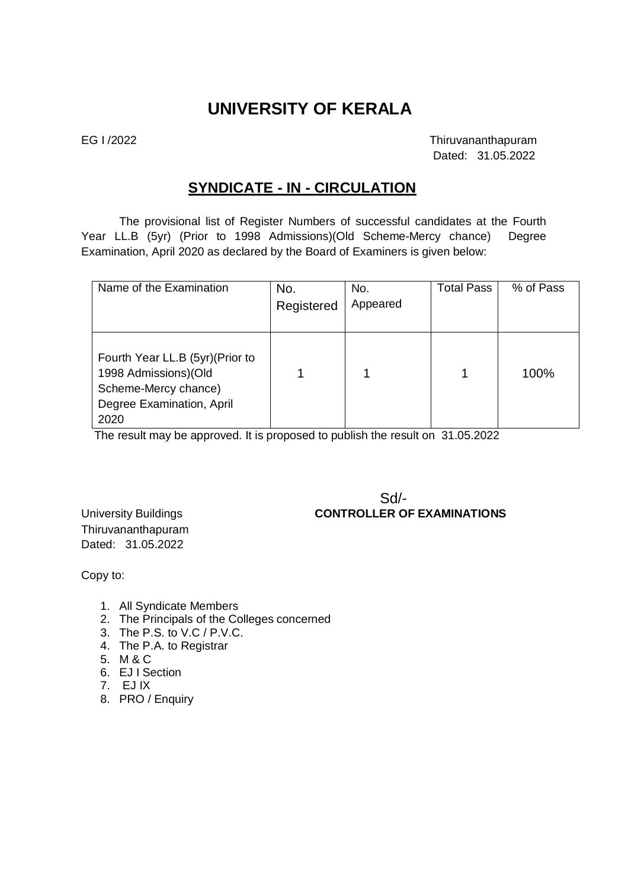# UNIVERSITY OF KERALA

EG I /2022

Thiruvananthapuram
Dated: 31.05.2022

## SYNDICATE - IN - CIRCULATION

The provisional list of Register Numbers of successful candidates at the Fourth Year LL.B (5yr) (Prior to 1998 Admissions)(Old Scheme-Mercy chance) Degree Examination, April 2020 as declared by the Board of Examiners is given below:

| Name of the Examination | No. Registered | No. Appeared | Total Pass | % of Pass |
|---|---|---|---|---|
| Fourth Year LL.B (5yr)(Prior to 1998 Admissions)(Old Scheme-Mercy chance) Degree Examination, April 2020 | 1 | 1 | 1 | 100% |

The result may be approved. It is proposed to publish the result on 31.05.2022

Sd/-
**CONTROLLER OF EXAMINATIONS**

University Buildings
Thiruvananthapuram
Dated: 31.05.2022

Copy to:

1. All Syndicate Members
2. The Principals of the Colleges concerned
3. The P.S. to V.C / P.V.C.
4. The P.A. to Registrar
5. M & C
6. EJ I Section
7. EJ IX
8. PRO / Enquiry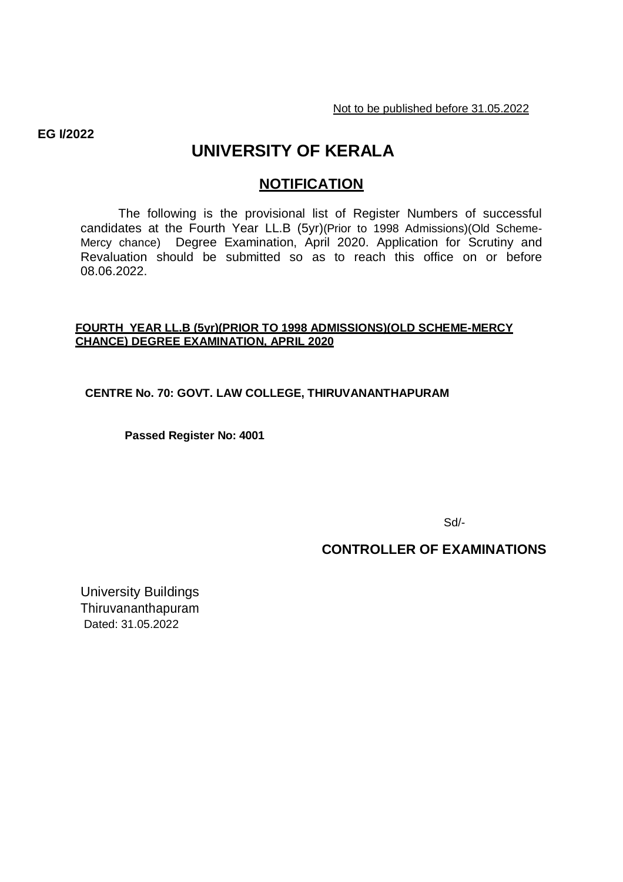Not to be published before 31.05.2022

**EG I/2022**

# UNIVERSITY OF KERALA

## NOTIFICATION

The following is the provisional list of Register Numbers of successful candidates at the Fourth Year LL.B (5yr)(Prior to 1998 Admissions)(Old Scheme-Mercy chance) Degree Examination, April 2020. Application for Scrutiny and Revaluation should be submitted so as to reach this office on or before 08.06.2022.

**FOURTH YEAR LL.B (5yr)(PRIOR TO 1998 ADMISSIONS)(OLD SCHEME-MERCY CHANCE) DEGREE EXAMINATION, APRIL 2020**

**CENTRE No. 70: GOVT. LAW COLLEGE, THIRUVANANTHAPURAM**

**Passed Register No: 4001**

Sd/-

**CONTROLLER OF EXAMINATIONS**

University Buildings
Thiruvananthapuram
Dated: 31.05.2022